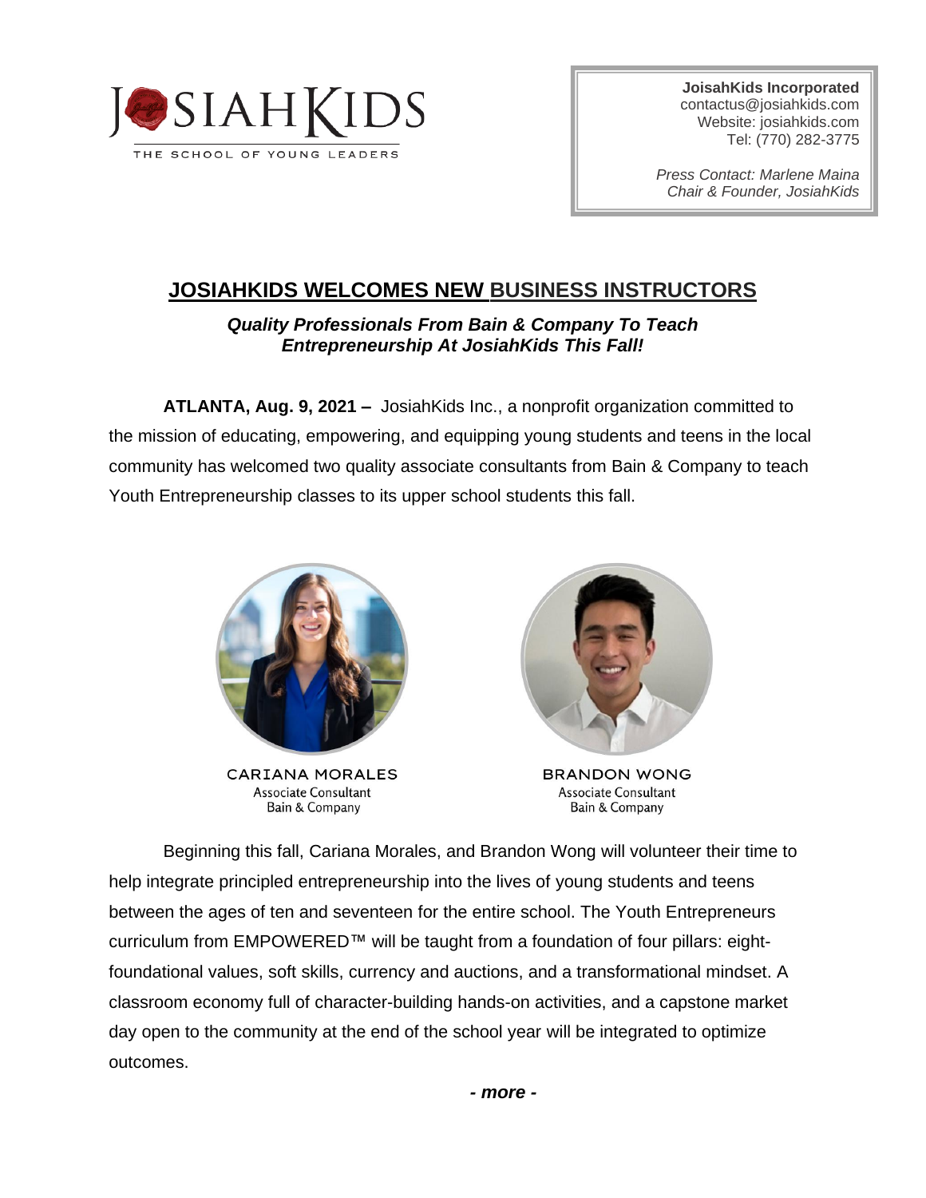JOSIAHKIDS
THE SCHOOL OF YOUNG LEADERS

**JoisahKids Incorporated**
contactus@josiahkids.com
Website: josiahkids.com
Tel: (770) 282-3775

*Press Contact: Marlene Maina*
*Chair & Founder, JosiahKids*

# JOSIAHKIDS WELCOMES NEW BUSINESS INSTRUCTORS

***Quality Professionals From Bain & Company To Teach Entrepreneurship At JosiahKids This Fall!***

**ATLANTA, Aug. 9, 2021 –** JosiahKids Inc., a nonprofit organization committed to the mission of educating, empowering, and equipping young students and teens in the local community has welcomed two quality associate consultants from Bain & Company to teach Youth Entrepreneurship classes to its upper school students this fall.

CARIANA MORALES
Associate Consultant
Bain & Company

BRANDON WONG
Associate Consultant
Bain & Company

Beginning this fall, Cariana Morales, and Brandon Wong will volunteer their time to help integrate principled entrepreneurship into the lives of young students and teens between the ages of ten and seventeen for the entire school. The Youth Entrepreneurs curriculum from EMPOWERED™ will be taught from a foundation of four pillars: eight-foundational values, soft skills, currency and auctions, and a transformational mindset. A classroom economy full of character-building hands-on activities, and a capstone market day open to the community at the end of the school year will be integrated to optimize outcomes.

***- more -***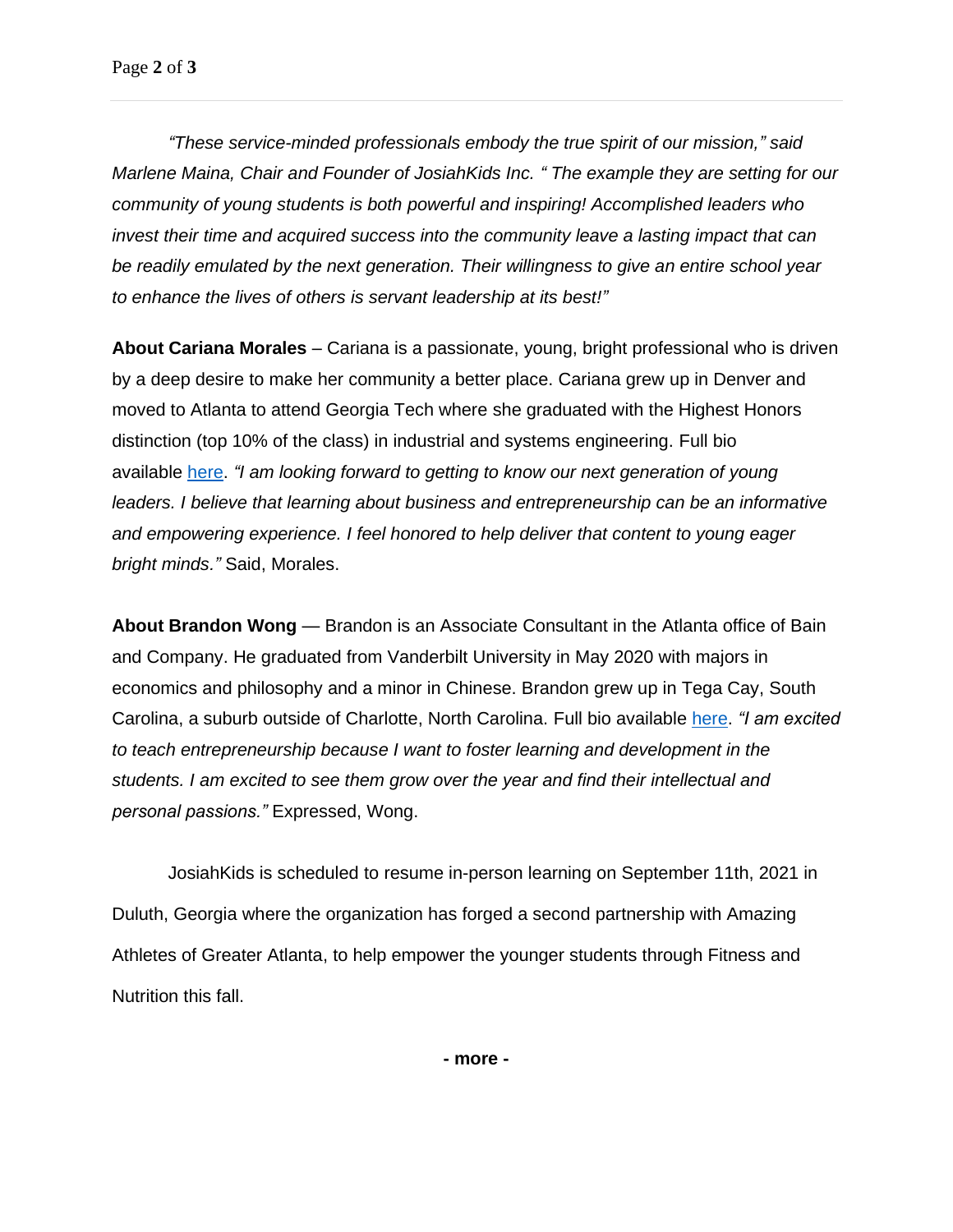*"These service-minded professionals embody the true spirit of our mission," said Marlene Maina, Chair and Founder of JosiahKids Inc. " The example they are setting for our community of young students is both powerful and inspiring! Accomplished leaders who invest their time and acquired success into the community leave a lasting impact that can be readily emulated by the next generation. Their willingness to give an entire school year to enhance the lives of others is servant leadership at its best!"*

**About Cariana Morales** – Cariana is a passionate, young, bright professional who is driven by a deep desire to make her community a better place. Cariana grew up in Denver and moved to Atlanta to attend Georgia Tech where she graduated with the Highest Honors distinction (top 10% of the class) in industrial and systems engineering. Full bio available here. *"I am looking forward to getting to know our next generation of young leaders. I believe that learning about business and entrepreneurship can be an informative and empowering experience. I feel honored to help deliver that content to young eager bright minds."* Said, Morales.

**About Brandon Wong** — Brandon is an Associate Consultant in the Atlanta office of Bain and Company. He graduated from Vanderbilt University in May 2020 with majors in economics and philosophy and a minor in Chinese. Brandon grew up in Tega Cay, South Carolina, a suburb outside of Charlotte, North Carolina. Full bio available here. *"I am excited to teach entrepreneurship because I want to foster learning and development in the students. I am excited to see them grow over the year and find their intellectual and personal passions."* Expressed, Wong.

JosiahKids is scheduled to resume in-person learning on September 11th, 2021 in Duluth, Georgia where the organization has forged a second partnership with Amazing Athletes of Greater Atlanta, to help empower the younger students through Fitness and Nutrition this fall.

**- more -**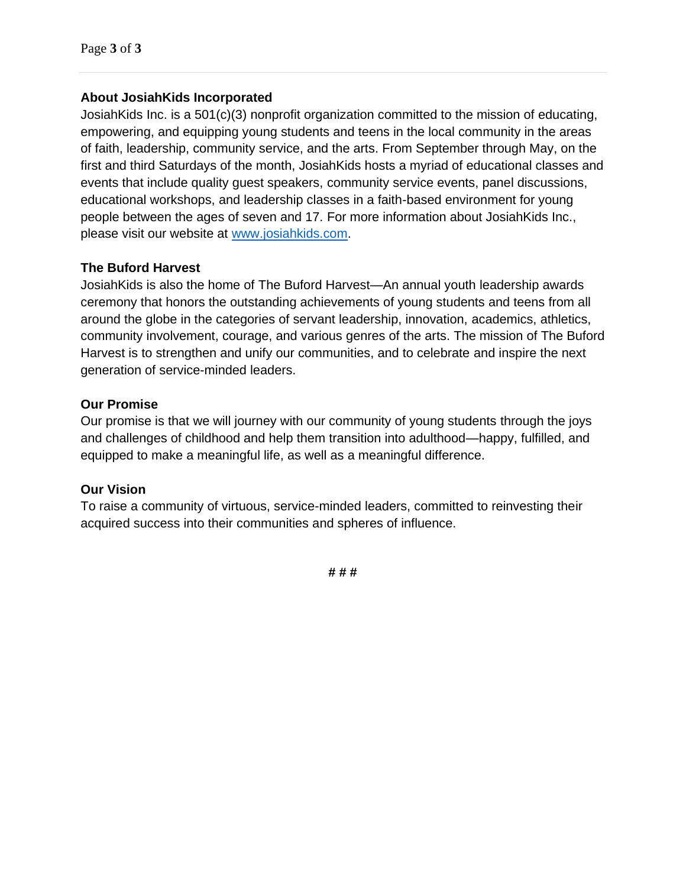**About JosiahKids Incorporated**

JosiahKids Inc. is a 501(c)(3) nonprofit organization committed to the mission of educating, empowering, and equipping young students and teens in the local community in the areas of faith, leadership, community service, and the arts. From September through May, on the first and third Saturdays of the month, JosiahKids hosts a myriad of educational classes and events that include quality guest speakers, community service events, panel discussions, educational workshops, and leadership classes in a faith-based environment for young people between the ages of seven and 17. For more information about JosiahKids Inc., please visit our website at [www.josiahkids.com](http://www.josiahkids.com).

**The Buford Harvest**

JosiahKids is also the home of The Buford Harvest—An annual youth leadership awards ceremony that honors the outstanding achievements of young students and teens from all around the globe in the categories of servant leadership, innovation, academics, athletics, community involvement, courage, and various genres of the arts. The mission of The Buford Harvest is to strengthen and unify our communities, and to celebrate and inspire the next generation of service-minded leaders.

**Our Promise**

Our promise is that we will journey with our community of young students through the joys and challenges of childhood and help them transition into adulthood—happy, fulfilled, and equipped to make a meaningful life, as well as a meaningful difference.

**Our Vision**

To raise a community of virtuous, service-minded leaders, committed to reinvesting their acquired success into their communities and spheres of influence.

# # #